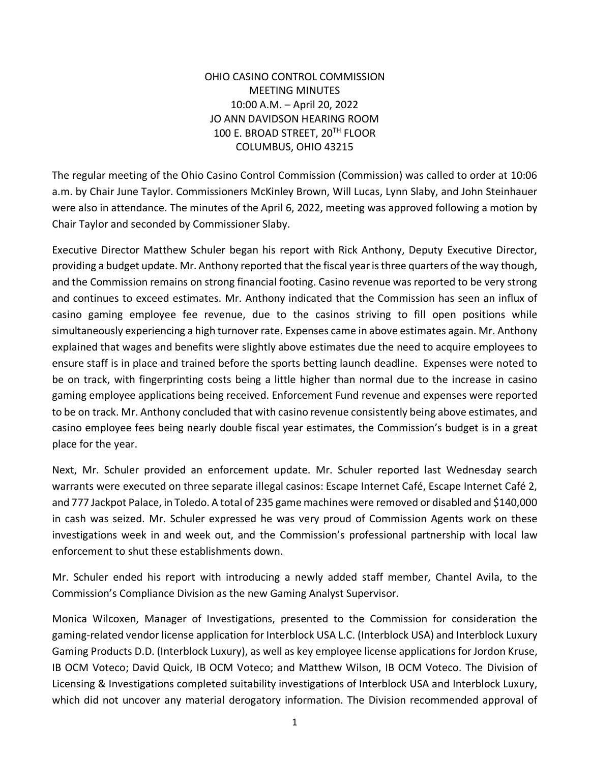OHIO CASINO CONTROL COMMISSION
MEETING MINUTES
10:00 A.M. – April 20, 2022
JO ANN DAVIDSON HEARING ROOM
100 E. BROAD STREET, 20TH FLOOR
COLUMBUS, OHIO 43215

The regular meeting of the Ohio Casino Control Commission (Commission) was called to order at 10:06 a.m. by Chair June Taylor. Commissioners McKinley Brown, Will Lucas, Lynn Slaby, and John Steinhauer were also in attendance. The minutes of the April 6, 2022, meeting was approved following a motion by Chair Taylor and seconded by Commissioner Slaby.

Executive Director Matthew Schuler began his report with Rick Anthony, Deputy Executive Director, providing a budget update. Mr. Anthony reported that the fiscal year is three quarters of the way though, and the Commission remains on strong financial footing. Casino revenue was reported to be very strong and continues to exceed estimates. Mr. Anthony indicated that the Commission has seen an influx of casino gaming employee fee revenue, due to the casinos striving to fill open positions while simultaneously experiencing a high turnover rate. Expenses came in above estimates again. Mr. Anthony explained that wages and benefits were slightly above estimates due the need to acquire employees to ensure staff is in place and trained before the sports betting launch deadline. Expenses were noted to be on track, with fingerprinting costs being a little higher than normal due to the increase in casino gaming employee applications being received. Enforcement Fund revenue and expenses were reported to be on track. Mr. Anthony concluded that with casino revenue consistently being above estimates, and casino employee fees being nearly double fiscal year estimates, the Commission's budget is in a great place for the year.

Next, Mr. Schuler provided an enforcement update. Mr. Schuler reported last Wednesday search warrants were executed on three separate illegal casinos: Escape Internet Café, Escape Internet Café 2, and 777 Jackpot Palace, in Toledo. A total of 235 game machines were removed or disabled and $140,000 in cash was seized. Mr. Schuler expressed he was very proud of Commission Agents work on these investigations week in and week out, and the Commission's professional partnership with local law enforcement to shut these establishments down.

Mr. Schuler ended his report with introducing a newly added staff member, Chantel Avila, to the Commission's Compliance Division as the new Gaming Analyst Supervisor.

Monica Wilcoxen, Manager of Investigations, presented to the Commission for consideration the gaming-related vendor license application for Interblock USA L.C. (Interblock USA) and Interblock Luxury Gaming Products D.D. (Interblock Luxury), as well as key employee license applications for Jordon Kruse, IB OCM Voteco; David Quick, IB OCM Voteco; and Matthew Wilson, IB OCM Voteco. The Division of Licensing & Investigations completed suitability investigations of Interblock USA and Interblock Luxury, which did not uncover any material derogatory information. The Division recommended approval of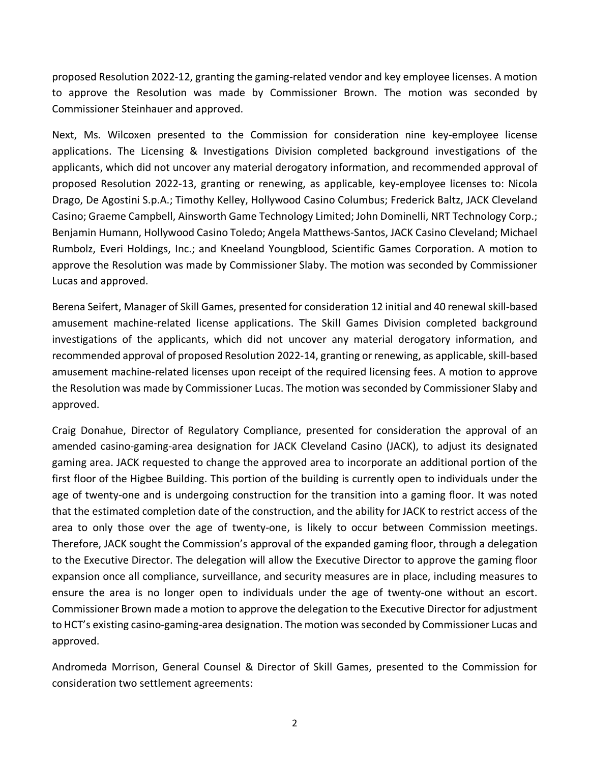proposed Resolution 2022-12, granting the gaming-related vendor and key employee licenses. A motion to approve the Resolution was made by Commissioner Brown. The motion was seconded by Commissioner Steinhauer and approved.

Next, Ms. Wilcoxen presented to the Commission for consideration nine key-employee license applications. The Licensing & Investigations Division completed background investigations of the applicants, which did not uncover any material derogatory information, and recommended approval of proposed Resolution 2022-13, granting or renewing, as applicable, key-employee licenses to: Nicola Drago, De Agostini S.p.A.; Timothy Kelley, Hollywood Casino Columbus; Frederick Baltz, JACK Cleveland Casino; Graeme Campbell, Ainsworth Game Technology Limited; John Dominelli, NRT Technology Corp.; Benjamin Humann, Hollywood Casino Toledo; Angela Matthews-Santos, JACK Casino Cleveland; Michael Rumbolz, Everi Holdings, Inc.; and Kneeland Youngblood, Scientific Games Corporation. A motion to approve the Resolution was made by Commissioner Slaby. The motion was seconded by Commissioner Lucas and approved.

Berena Seifert, Manager of Skill Games, presented for consideration 12 initial and 40 renewal skill-based amusement machine-related license applications. The Skill Games Division completed background investigations of the applicants, which did not uncover any material derogatory information, and recommended approval of proposed Resolution 2022-14, granting or renewing, as applicable, skill-based amusement machine-related licenses upon receipt of the required licensing fees. A motion to approve the Resolution was made by Commissioner Lucas. The motion was seconded by Commissioner Slaby and approved.

Craig Donahue, Director of Regulatory Compliance, presented for consideration the approval of an amended casino-gaming-area designation for JACK Cleveland Casino (JACK), to adjust its designated gaming area. JACK requested to change the approved area to incorporate an additional portion of the first floor of the Higbee Building. This portion of the building is currently open to individuals under the age of twenty-one and is undergoing construction for the transition into a gaming floor. It was noted that the estimated completion date of the construction, and the ability for JACK to restrict access of the area to only those over the age of twenty-one, is likely to occur between Commission meetings. Therefore, JACK sought the Commission's approval of the expanded gaming floor, through a delegation to the Executive Director. The delegation will allow the Executive Director to approve the gaming floor expansion once all compliance, surveillance, and security measures are in place, including measures to ensure the area is no longer open to individuals under the age of twenty-one without an escort. Commissioner Brown made a motion to approve the delegation to the Executive Director for adjustment to HCT's existing casino-gaming-area designation. The motion was seconded by Commissioner Lucas and approved.

Andromeda Morrison, General Counsel & Director of Skill Games, presented to the Commission for consideration two settlement agreements: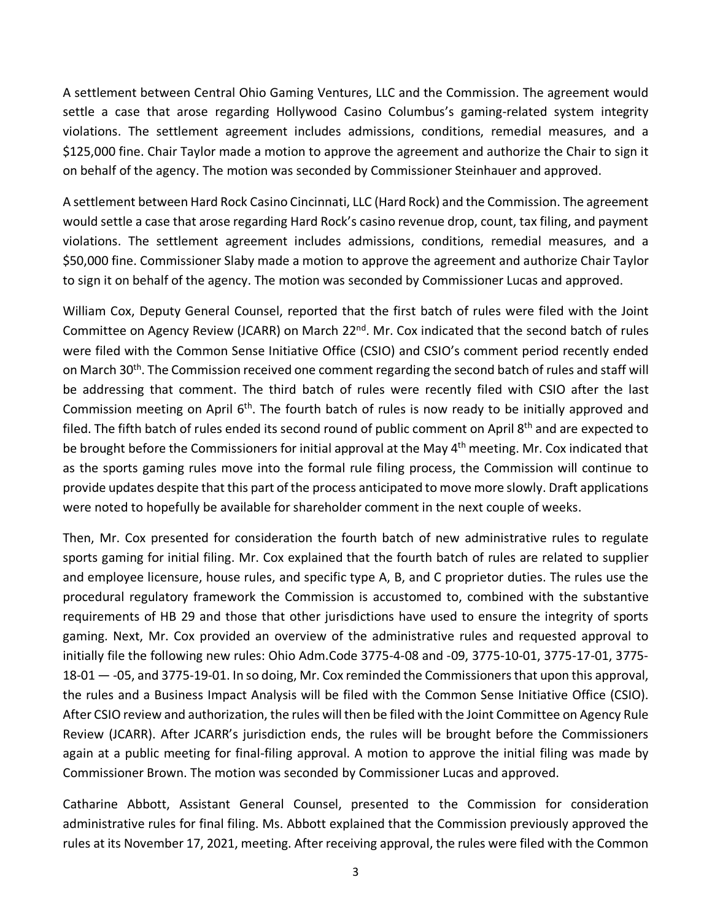A settlement between Central Ohio Gaming Ventures, LLC and the Commission. The agreement would settle a case that arose regarding Hollywood Casino Columbus's gaming-related system integrity violations. The settlement agreement includes admissions, conditions, remedial measures, and a $125,000 fine. Chair Taylor made a motion to approve the agreement and authorize the Chair to sign it on behalf of the agency. The motion was seconded by Commissioner Steinhauer and approved.

A settlement between Hard Rock Casino Cincinnati, LLC (Hard Rock) and the Commission. The agreement would settle a case that arose regarding Hard Rock's casino revenue drop, count, tax filing, and payment violations. The settlement agreement includes admissions, conditions, remedial measures, and a $50,000 fine. Commissioner Slaby made a motion to approve the agreement and authorize Chair Taylor to sign it on behalf of the agency. The motion was seconded by Commissioner Lucas and approved.

William Cox, Deputy General Counsel, reported that the first batch of rules were filed with the Joint Committee on Agency Review (JCARR) on March 22nd. Mr. Cox indicated that the second batch of rules were filed with the Common Sense Initiative Office (CSIO) and CSIO's comment period recently ended on March 30th. The Commission received one comment regarding the second batch of rules and staff will be addressing that comment. The third batch of rules were recently filed with CSIO after the last Commission meeting on April 6th. The fourth batch of rules is now ready to be initially approved and filed. The fifth batch of rules ended its second round of public comment on April 8th and are expected to be brought before the Commissioners for initial approval at the May 4th meeting. Mr. Cox indicated that as the sports gaming rules move into the formal rule filing process, the Commission will continue to provide updates despite that this part of the process anticipated to move more slowly. Draft applications were noted to hopefully be available for shareholder comment in the next couple of weeks.

Then, Mr. Cox presented for consideration the fourth batch of new administrative rules to regulate sports gaming for initial filing. Mr. Cox explained that the fourth batch of rules are related to supplier and employee licensure, house rules, and specific type A, B, and C proprietor duties. The rules use the procedural regulatory framework the Commission is accustomed to, combined with the substantive requirements of HB 29 and those that other jurisdictions have used to ensure the integrity of sports gaming. Next, Mr. Cox provided an overview of the administrative rules and requested approval to initially file the following new rules: Ohio Adm.Code 3775-4-08 and -09, 3775-10-01, 3775-17-01, 3775-18-01 — -05, and 3775-19-01. In so doing, Mr. Cox reminded the Commissioners that upon this approval, the rules and a Business Impact Analysis will be filed with the Common Sense Initiative Office (CSIO). After CSIO review and authorization, the rules will then be filed with the Joint Committee on Agency Rule Review (JCARR). After JCARR's jurisdiction ends, the rules will be brought before the Commissioners again at a public meeting for final-filing approval. A motion to approve the initial filing was made by Commissioner Brown. The motion was seconded by Commissioner Lucas and approved.

Catharine Abbott, Assistant General Counsel, presented to the Commission for consideration administrative rules for final filing. Ms. Abbott explained that the Commission previously approved the rules at its November 17, 2021, meeting. After receiving approval, the rules were filed with the Common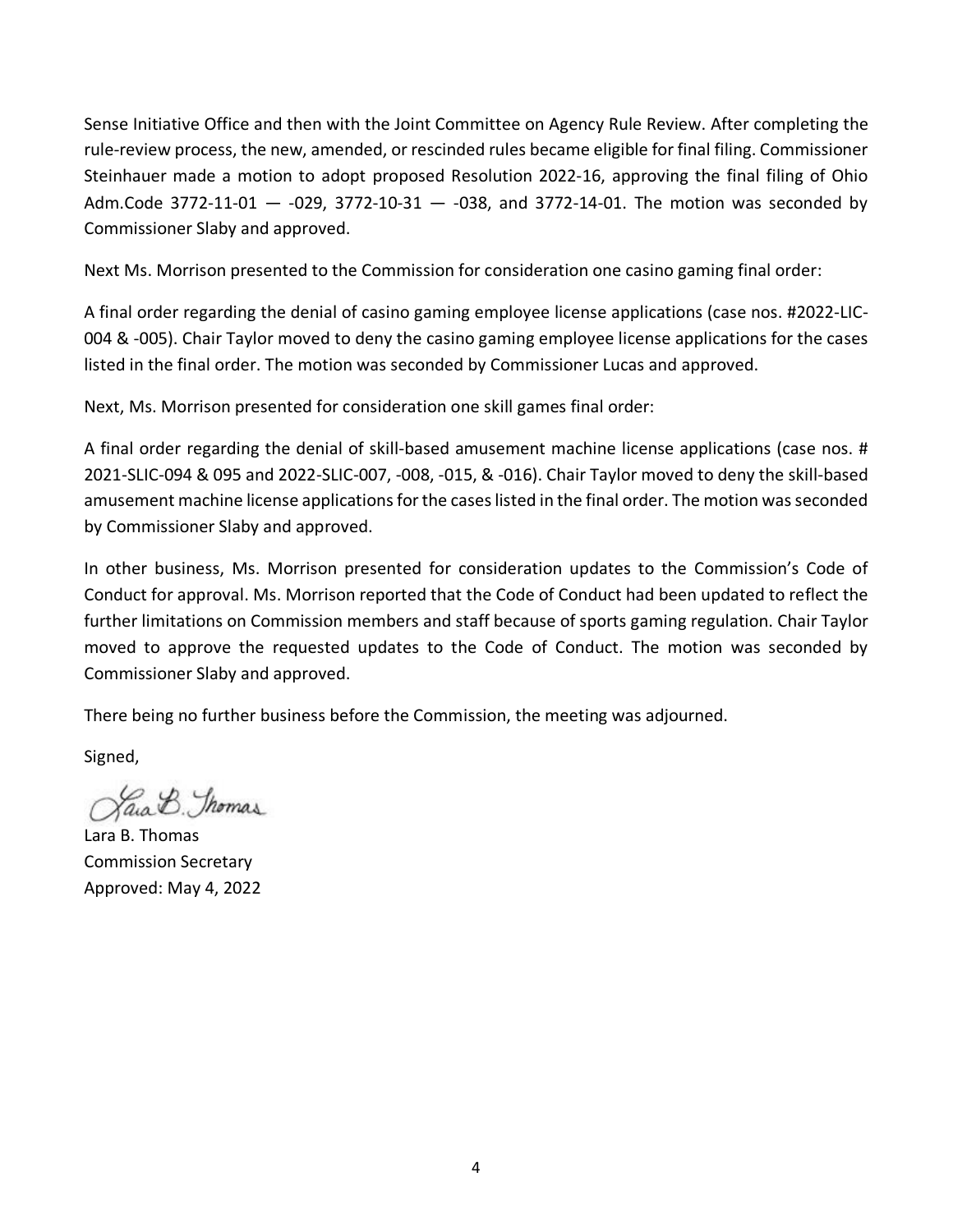Sense Initiative Office and then with the Joint Committee on Agency Rule Review. After completing the rule-review process, the new, amended, or rescinded rules became eligible for final filing. Commissioner Steinhauer made a motion to adopt proposed Resolution 2022-16, approving the final filing of Ohio Adm.Code 3772-11-01 — -029, 3772-10-31 — -038, and 3772-14-01. The motion was seconded by Commissioner Slaby and approved.

Next Ms. Morrison presented to the Commission for consideration one casino gaming final order:

A final order regarding the denial of casino gaming employee license applications (case nos. #2022-LIC-004 & -005). Chair Taylor moved to deny the casino gaming employee license applications for the cases listed in the final order. The motion was seconded by Commissioner Lucas and approved.

Next, Ms. Morrison presented for consideration one skill games final order:

A final order regarding the denial of skill-based amusement machine license applications (case nos. # 2021-SLIC-094 & 095 and 2022-SLIC-007, -008, -015, & -016). Chair Taylor moved to deny the skill-based amusement machine license applications for the cases listed in the final order. The motion was seconded by Commissioner Slaby and approved.

In other business, Ms. Morrison presented for consideration updates to the Commission's Code of Conduct for approval. Ms. Morrison reported that the Code of Conduct had been updated to reflect the further limitations on Commission members and staff because of sports gaming regulation. Chair Taylor moved to approve the requested updates to the Code of Conduct. The motion was seconded by Commissioner Slaby and approved.

There being no further business before the Commission, the meeting was adjourned.

Signed,

Lara B. Thomas

Lara B. Thomas
Commission Secretary
Approved: May 4, 2022